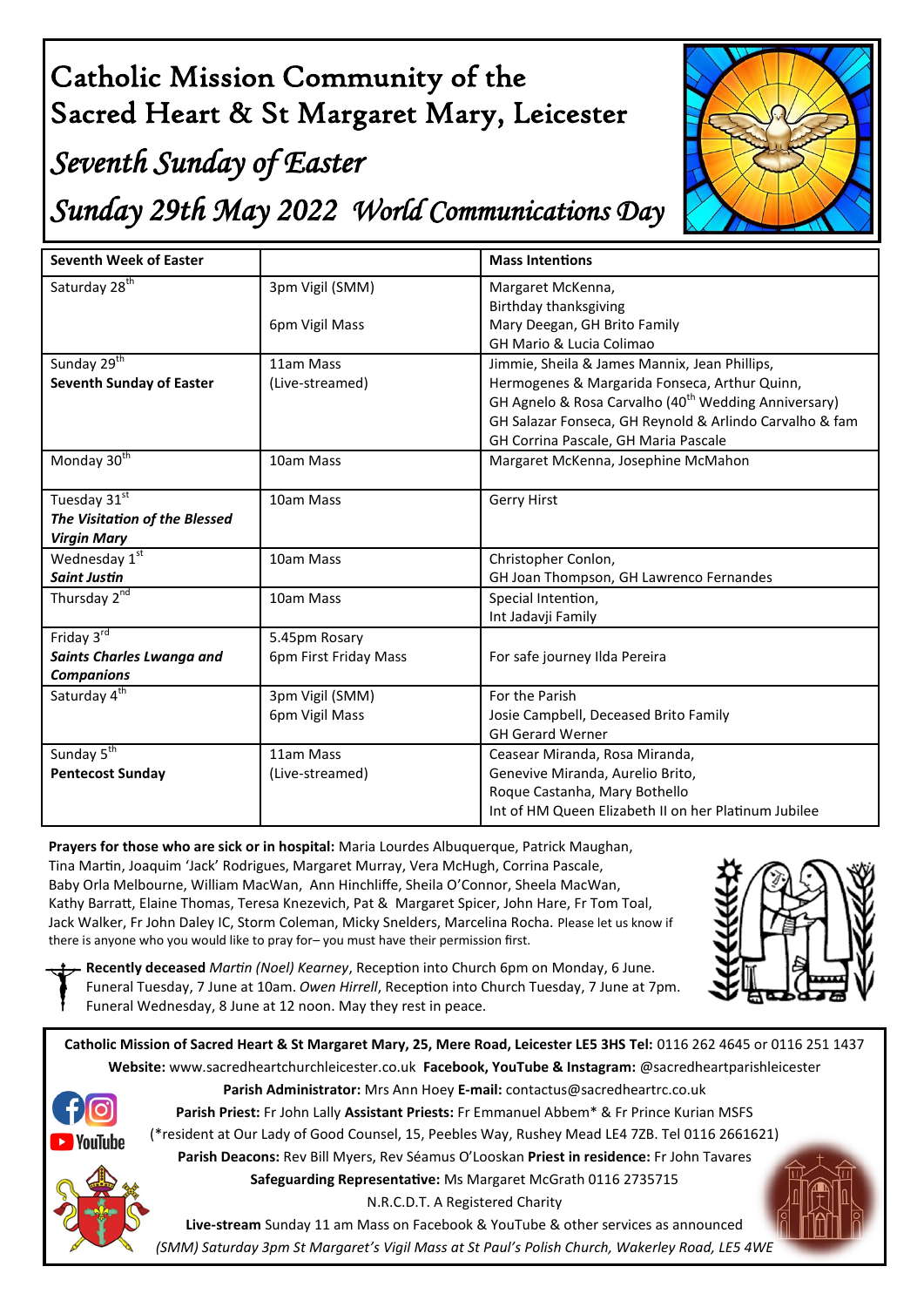# Catholic Mission Community of the Sacred Heart & St Margaret Mary, Leicester

## *Seventh Sunday of Easter*

## *Sunday 29th May 2022 World Communications Day*

| Seventh Week of Easter | | Mass Intentions |
|---|---|---|
| Saturday 28th | 3pm Vigil (SMM)<br>6pm Vigil Mass | Margaret McKenna, Birthday thanksgiving<br>Mary Deegan, GH Brito Family<br>GH Mario & Lucia Colimao |
| Sunday 29th<br>**Seventh Sunday of Easter** | 11am Mass (Live-streamed) | Jimmie, Sheila & James Mannix, Jean Phillips, Hermogenes & Margarida Fonseca, Arthur Quinn, GH Agnelo & Rosa Carvalho (40th Wedding Anniversary) GH Salazar Fonseca, GH Reynold & Arlindo Carvalho & fam GH Corrina Pascale, GH Maria Pascale |
| Monday 30th | 10am Mass | Margaret McKenna, Josephine McMahon |
| Tuesday 31st<br>***The Visitation of the Blessed Virgin Mary*** | 10am Mass | Gerry Hirst |
| Wednesday 1st<br>***Saint Justin*** | 10am Mass | Christopher Conlon,<br>GH Joan Thompson, GH Lawrenco Fernandes |
| Thursday 2nd | 10am Mass | Special Intention,<br>Int Jadavji Family |
| Friday 3rd<br>***Saints Charles Lwanga and Companions*** | 5.45pm Rosary<br>6pm First Friday Mass | For safe journey Ilda Pereira |
| Saturday 4th | 3pm Vigil (SMM)<br>6pm Vigil Mass | For the Parish<br>Josie Campbell, Deceased Brito Family<br>GH Gerard Werner |
| Sunday 5th<br>**Pentecost Sunday** | 11am Mass (Live-streamed) | Ceasear Miranda, Rosa Miranda, Genevive Miranda, Aurelio Brito, Roque Castanha, Mary Bothello<br>Int of HM Queen Elizabeth II on her Platinum Jubilee |

**Prayers for those who are sick or in hospital:** Maria Lourdes Albuquerque, Patrick Maughan, Tina Martin, Joaquim 'Jack' Rodrigues, Margaret Murray, Vera McHugh, Corrina Pascale, Baby Orla Melbourne, William MacWan, Ann Hinchliffe, Sheila O'Connor, Sheela MacWan, Kathy Barratt, Elaine Thomas, Teresa Knezevich, Pat & Margaret Spicer, John Hare, Fr Tom Toal, Jack Walker, Fr John Daley IC, Storm Coleman, Micky Snelders, Marcelina Rocha. Please let us know if there is anyone who you would like to pray for– you must have their permission first.

**Recently deceased** *Martin (Noel) Kearney*, Reception into Church 6pm on Monday, 6 June. Funeral Tuesday, 7 June at 10am. *Owen Hirrell*, Reception into Church Tuesday, 7 June at 7pm. Funeral Wednesday, 8 June at 12 noon. May they rest in peace.

**Catholic Mission of Sacred Heart & St Margaret Mary, 25, Mere Road, Leicester LE5 3HS Tel:** 0116 262 4645 or 0116 251 1437
**Website:** www.sacredheartchurchleicester.co.uk **Facebook, YouTube & Instagram:** @sacredheartparishleicester
**Parish Administrator:** Mrs Ann Hoey **E-mail:** contactus@sacredheartrc.co.uk
**Parish Priest:** Fr John Lally **Assistant Priests:** Fr Emmanuel Abbem* & Fr Prince Kurian MSFS
(*resident at Our Lady of Good Counsel, 15, Peebles Way, Rushey Mead LE4 7ZB. Tel 0116 2661621)
**Parish Deacons:** Rev Bill Myers, Rev Séamus O'Looskan **Priest in residence:** Fr John Tavares
**Safeguarding Representative:** Ms Margaret McGrath 0116 2735715
N.R.C.D.T. A Registered Charity
**Live-stream** Sunday 11 am Mass on Facebook & YouTube & other services as announced
*(SMM) Saturday 3pm St Margaret's Vigil Mass at St Paul's Polish Church, Wakerley Road, LE5 4WE*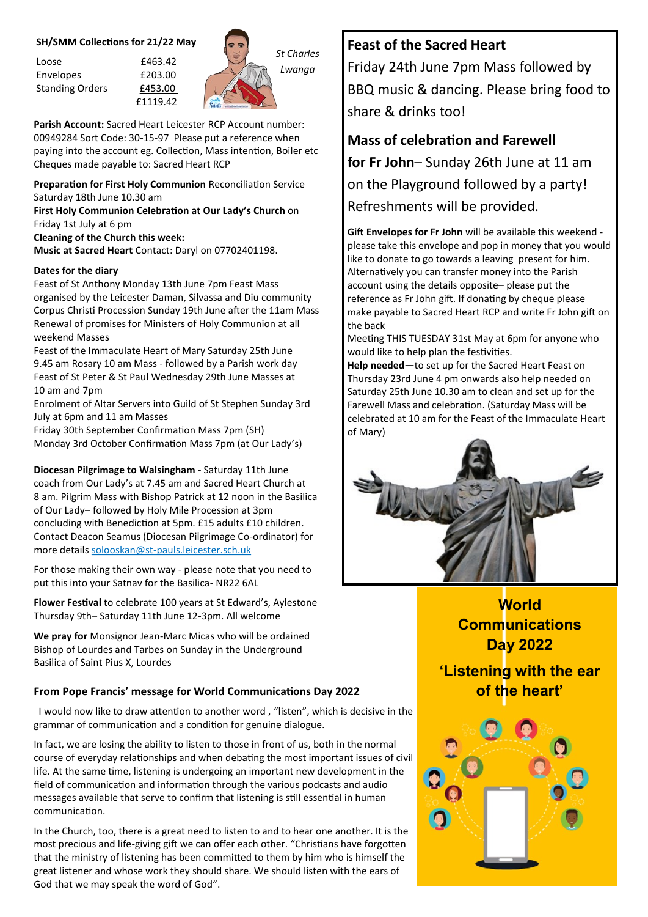**SH/SMM Collections for 21/22 May**

| | |
|---|---|
| Loose | £463.42 |
| Envelopes | £203.00 |
| Standing Orders | £453.00 |
| | £1119.42 |

*St Charles Lwanga*

**Parish Account:** Sacred Heart Leicester RCP Account number: 00949284 Sort Code: 30-15-97 Please put a reference when paying into the account eg. Collection, Mass intention, Boiler etc Cheques made payable to: Sacred Heart RCP

**Preparation for First Holy Communion** Reconciliation Service Saturday 18th June 10.30 am
**First Holy Communion Celebration at Our Lady's Church** on Friday 1st July at 6 pm
**Cleaning of the Church this week:**
**Music at Sacred Heart** Contact: Daryl on 07702401198.

**Dates for the diary**
Feast of St Anthony Monday 13th June 7pm Feast Mass organised by the Leicester Daman, Silvassa and Diu community
Corpus Christi Procession Sunday 19th June after the 11am Mass
Renewal of promises for Ministers of Holy Communion at all weekend Masses
Feast of the Immaculate Heart of Mary Saturday 25th June 9.45 am Rosary 10 am Mass - followed by a Parish work day
Feast of St Peter & St Paul Wednesday 29th June Masses at 10 am and 7pm
Enrolment of Altar Servers into Guild of St Stephen Sunday 3rd July at 6pm and 11 am Masses
Friday 30th September Confirmation Mass 7pm (SH)
Monday 3rd October Confirmation Mass 7pm (at Our Lady's)

**Diocesan Pilgrimage to Walsingham** - Saturday 11th June coach from Our Lady's at 7.45 am and Sacred Heart Church at 8 am. Pilgrim Mass with Bishop Patrick at 12 noon in the Basilica of Our Lady– followed by Holy Mile Procession at 3pm concluding with Benediction at 5pm. £15 adults £10 children. Contact Deacon Seamus (Diocesan Pilgrimage Co-ordinator) for more details solooskan@st-pauls.leicester.sch.uk

For those making their own way - please note that you need to put this into your Satnav for the Basilica- NR22 6AL

**Flower Festival** to celebrate 100 years at St Edward's, Aylestone Thursday 9th– Saturday 11th June 12-3pm. All welcome

**We pray for** Monsignor Jean-Marc Micas who will be ordained Bishop of Lourdes and Tarbes on Sunday in the Underground Basilica of Saint Pius X, Lourdes

## Feast of the Sacred Heart

Friday 24th June 7pm Mass followed by BBQ music & dancing. Please bring food to share & drinks too!

## Mass of celebration and Farewell for Fr John

– Sunday 26th June at 11 am on the Playground followed by a party! Refreshments will be provided.

**Gift Envelopes for Fr John** will be available this weekend - please take this envelope and pop in money that you would like to donate to go towards a leaving present for him. Alternatively you can transfer money into the Parish account using the details opposite– please put the reference as Fr John gift. If donating by cheque please make payable to Sacred Heart RCP and write Fr John gift on the back
Meeting THIS TUESDAY 31st May at 6pm for anyone who would like to help plan the festivities.
**Help needed—**to set up for the Sacred Heart Feast on Thursday 23rd June 4 pm onwards also help needed on Saturday 25th June 10.30 am to clean and set up for the Farewell Mass and celebration. (Saturday Mass will be celebrated at 10 am for the Feast of the Immaculate Heart of Mary)

**World Communications Day 2022**

**'Listening with the ear of the heart'**

### From Pope Francis' message for World Communications Day 2022

I would now like to draw attention to another word , "listen", which is decisive in the grammar of communication and a condition for genuine dialogue.

In fact, we are losing the ability to listen to those in front of us, both in the normal course of everyday relationships and when debating the most important issues of civil life. At the same time, listening is undergoing an important new development in the field of communication and information through the various podcasts and audio messages available that serve to confirm that listening is still essential in human communication.

In the Church, too, there is a great need to listen to and to hear one another. It is the most precious and life-giving gift we can offer each other. "Christians have forgotten that the ministry of listening has been committed to them by him who is himself the great listener and whose work they should share. We should listen with the ears of God that we may speak the word of God".